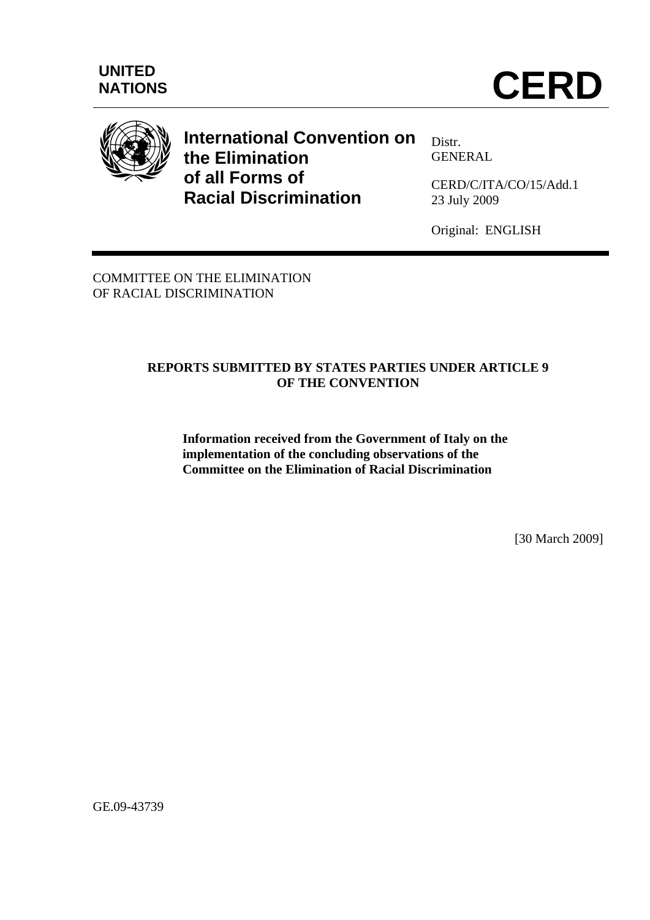UNITED NATIONS

# CERD

**International Convention on the Elimination of all Forms of Racial Discrimination**

Distr.
GENERAL

CERD/C/ITA/CO/15/Add.1
23 July 2009

Original: ENGLISH

COMMITTEE ON THE ELIMINATION OF RACIAL DISCRIMINATION

## REPORTS SUBMITTED BY STATES PARTIES UNDER ARTICLE 9 OF THE CONVENTION

**Information received from the Government of Italy on the implementation of the concluding observations of the Committee on the Elimination of Racial Discrimination**

[30 March 2009]

GE.09-43739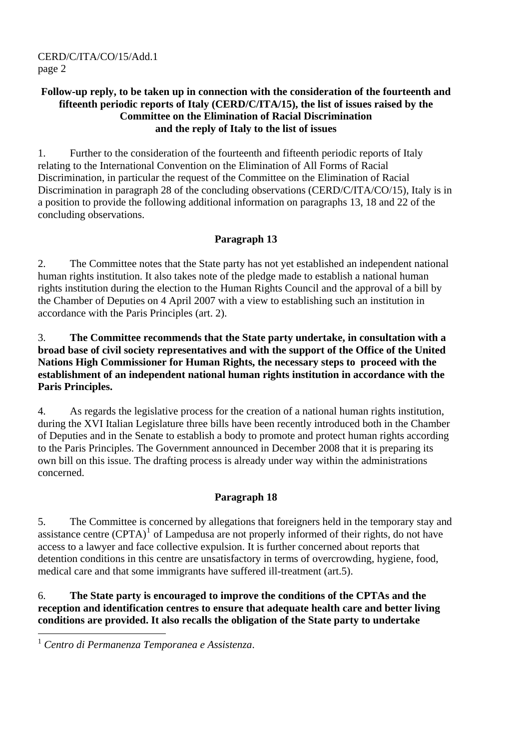**Follow-up reply, to be taken up in connection with the consideration of the fourteenth and fifteenth periodic reports of Italy (CERD/C/ITA/15), the list of issues raised by the Committee on the Elimination of Racial Discrimination and the reply of Italy to the list of issues**

1. Further to the consideration of the fourteenth and fifteenth periodic reports of Italy relating to the International Convention on the Elimination of All Forms of Racial Discrimination, in particular the request of the Committee on the Elimination of Racial Discrimination in paragraph 28 of the concluding observations (CERD/C/ITA/CO/15), Italy is in a position to provide the following additional information on paragraphs 13, 18 and 22 of the concluding observations.

## Paragraph 13

2. The Committee notes that the State party has not yet established an independent national human rights institution. It also takes note of the pledge made to establish a national human rights institution during the election to the Human Rights Council and the approval of a bill by the Chamber of Deputies on 4 April 2007 with a view to establishing such an institution in accordance with the Paris Principles (art. 2).

3. **The Committee recommends that the State party undertake, in consultation with a broad base of civil society representatives and with the support of the Office of the United Nations High Commissioner for Human Rights, the necessary steps to proceed with the establishment of an independent national human rights institution in accordance with the Paris Principles.**

4. As regards the legislative process for the creation of a national human rights institution, during the XVI Italian Legislature three bills have been recently introduced both in the Chamber of Deputies and in the Senate to establish a body to promote and protect human rights according to the Paris Principles. The Government announced in December 2008 that it is preparing its own bill on this issue. The drafting process is already under way within the administrations concerned.

## Paragraph 18

5. The Committee is concerned by allegations that foreigners held in the temporary stay and assistance centre (CPTA)[1] of Lampedusa are not properly informed of their rights, do not have access to a lawyer and face collective expulsion. It is further concerned about reports that detention conditions in this centre are unsatisfactory in terms of overcrowding, hygiene, food, medical care and that some immigrants have suffered ill-treatment (art.5).

6. **The State party is encouraged to improve the conditions of the CPTAs and the reception and identification centres to ensure that adequate health care and better living conditions are provided. It also recalls the obligation of the State party to undertake**

[1] *Centro di Permanenza Temporanea e Assistenza*.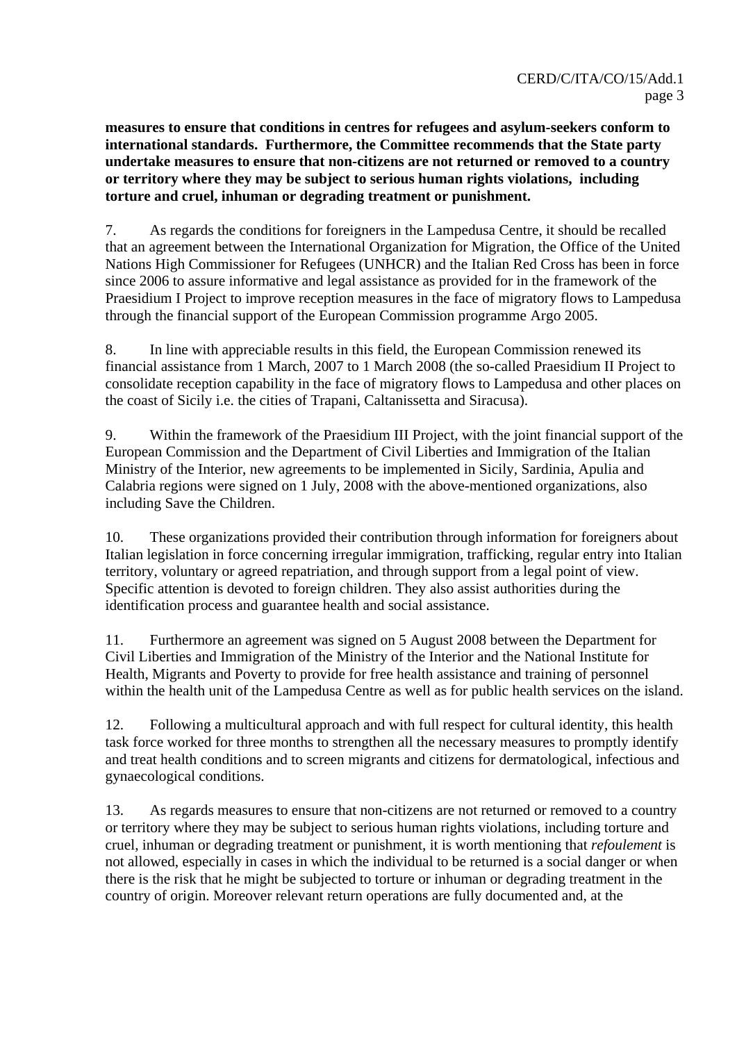**measures to ensure that conditions in centres for refugees and asylum-seekers conform to international standards. Furthermore, the Committee recommends that the State party undertake measures to ensure that non-citizens are not returned or removed to a country or territory where they may be subject to serious human rights violations, including torture and cruel, inhuman or degrading treatment or punishment.**

7. As regards the conditions for foreigners in the Lampedusa Centre, it should be recalled that an agreement between the International Organization for Migration, the Office of the United Nations High Commissioner for Refugees (UNHCR) and the Italian Red Cross has been in force since 2006 to assure informative and legal assistance as provided for in the framework of the Praesidium I Project to improve reception measures in the face of migratory flows to Lampedusa through the financial support of the European Commission programme Argo 2005.

8. In line with appreciable results in this field, the European Commission renewed its financial assistance from 1 March, 2007 to 1 March 2008 (the so-called Praesidium II Project to consolidate reception capability in the face of migratory flows to Lampedusa and other places on the coast of Sicily i.e. the cities of Trapani, Caltanissetta and Siracusa).

9. Within the framework of the Praesidium III Project, with the joint financial support of the European Commission and the Department of Civil Liberties and Immigration of the Italian Ministry of the Interior, new agreements to be implemented in Sicily, Sardinia, Apulia and Calabria regions were signed on 1 July, 2008 with the above-mentioned organizations, also including Save the Children.

10. These organizations provided their contribution through information for foreigners about Italian legislation in force concerning irregular immigration, trafficking, regular entry into Italian territory, voluntary or agreed repatriation, and through support from a legal point of view. Specific attention is devoted to foreign children. They also assist authorities during the identification process and guarantee health and social assistance.

11. Furthermore an agreement was signed on 5 August 2008 between the Department for Civil Liberties and Immigration of the Ministry of the Interior and the National Institute for Health, Migrants and Poverty to provide for free health assistance and training of personnel within the health unit of the Lampedusa Centre as well as for public health services on the island.

12. Following a multicultural approach and with full respect for cultural identity, this health task force worked for three months to strengthen all the necessary measures to promptly identify and treat health conditions and to screen migrants and citizens for dermatological, infectious and gynaecological conditions.

13. As regards measures to ensure that non-citizens are not returned or removed to a country or territory where they may be subject to serious human rights violations, including torture and cruel, inhuman or degrading treatment or punishment, it is worth mentioning that *refoulement* is not allowed, especially in cases in which the individual to be returned is a social danger or when there is the risk that he might be subjected to torture or inhuman or degrading treatment in the country of origin. Moreover relevant return operations are fully documented and, at the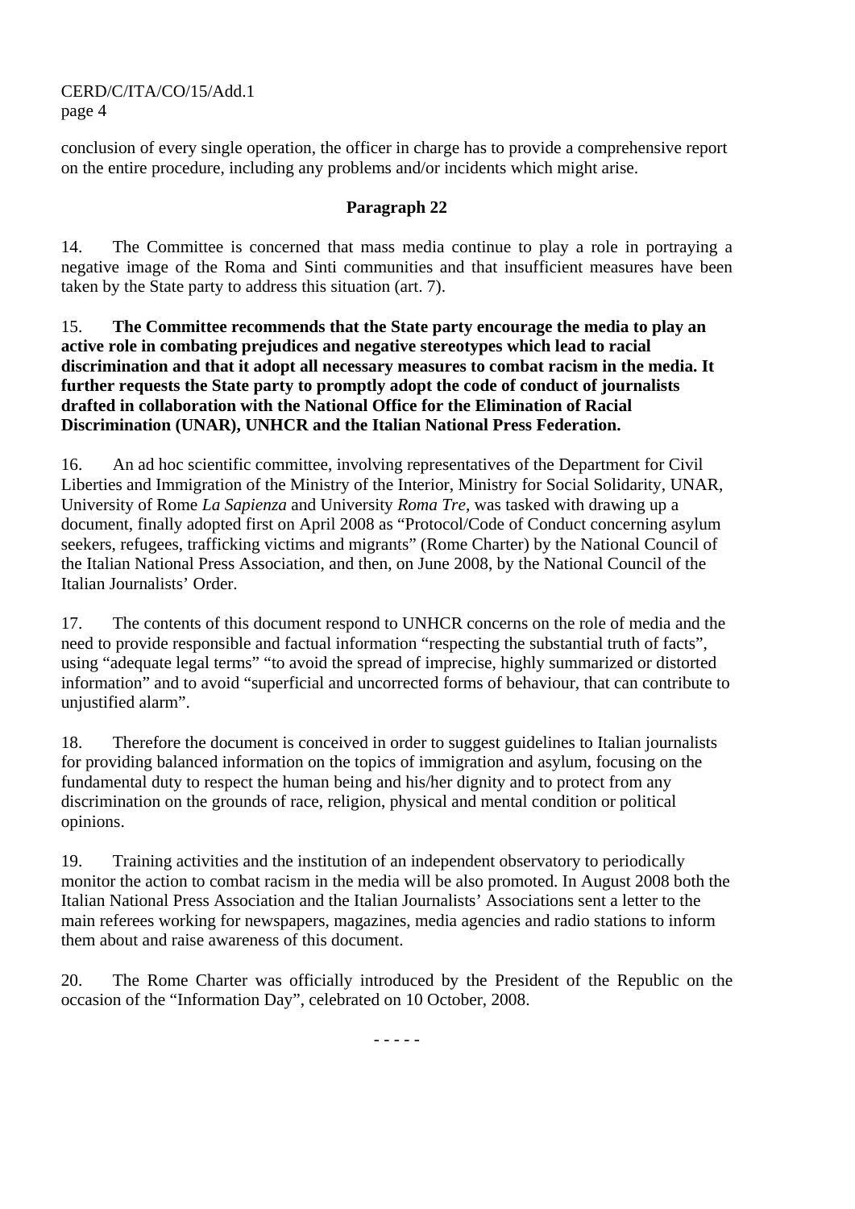conclusion of every single operation, the officer in charge has to provide a comprehensive report on the entire procedure, including any problems and/or incidents which might arise.

**Paragraph 22**

14. The Committee is concerned that mass media continue to play a role in portraying a negative image of the Roma and Sinti communities and that insufficient measures have been taken by the State party to address this situation (art. 7).

15. **The Committee recommends that the State party encourage the media to play an active role in combating prejudices and negative stereotypes which lead to racial discrimination and that it adopt all necessary measures to combat racism in the media. It further requests the State party to promptly adopt the code of conduct of journalists drafted in collaboration with the National Office for the Elimination of Racial Discrimination (UNAR), UNHCR and the Italian National Press Federation.**

16. An ad hoc scientific committee, involving representatives of the Department for Civil Liberties and Immigration of the Ministry of the Interior, Ministry for Social Solidarity, UNAR, University of Rome *La Sapienza* and University *Roma Tre*, was tasked with drawing up a document, finally adopted first on April 2008 as "Protocol/Code of Conduct concerning asylum seekers, refugees, trafficking victims and migrants" (Rome Charter) by the National Council of the Italian National Press Association, and then, on June 2008, by the National Council of the Italian Journalists' Order.

17. The contents of this document respond to UNHCR concerns on the role of media and the need to provide responsible and factual information "respecting the substantial truth of facts", using "adequate legal terms" "to avoid the spread of imprecise, highly summarized or distorted information" and to avoid "superficial and uncorrected forms of behaviour, that can contribute to unjustified alarm".

18. Therefore the document is conceived in order to suggest guidelines to Italian journalists for providing balanced information on the topics of immigration and asylum, focusing on the fundamental duty to respect the human being and his/her dignity and to protect from any discrimination on the grounds of race, religion, physical and mental condition or political opinions.

19. Training activities and the institution of an independent observatory to periodically monitor the action to combat racism in the media will be also promoted. In August 2008 both the Italian National Press Association and the Italian Journalists' Associations sent a letter to the main referees working for newspapers, magazines, media agencies and radio stations to inform them about and raise awareness of this document.

20. The Rome Charter was officially introduced by the President of the Republic on the occasion of the "Information Day", celebrated on 10 October, 2008.

- - - - -